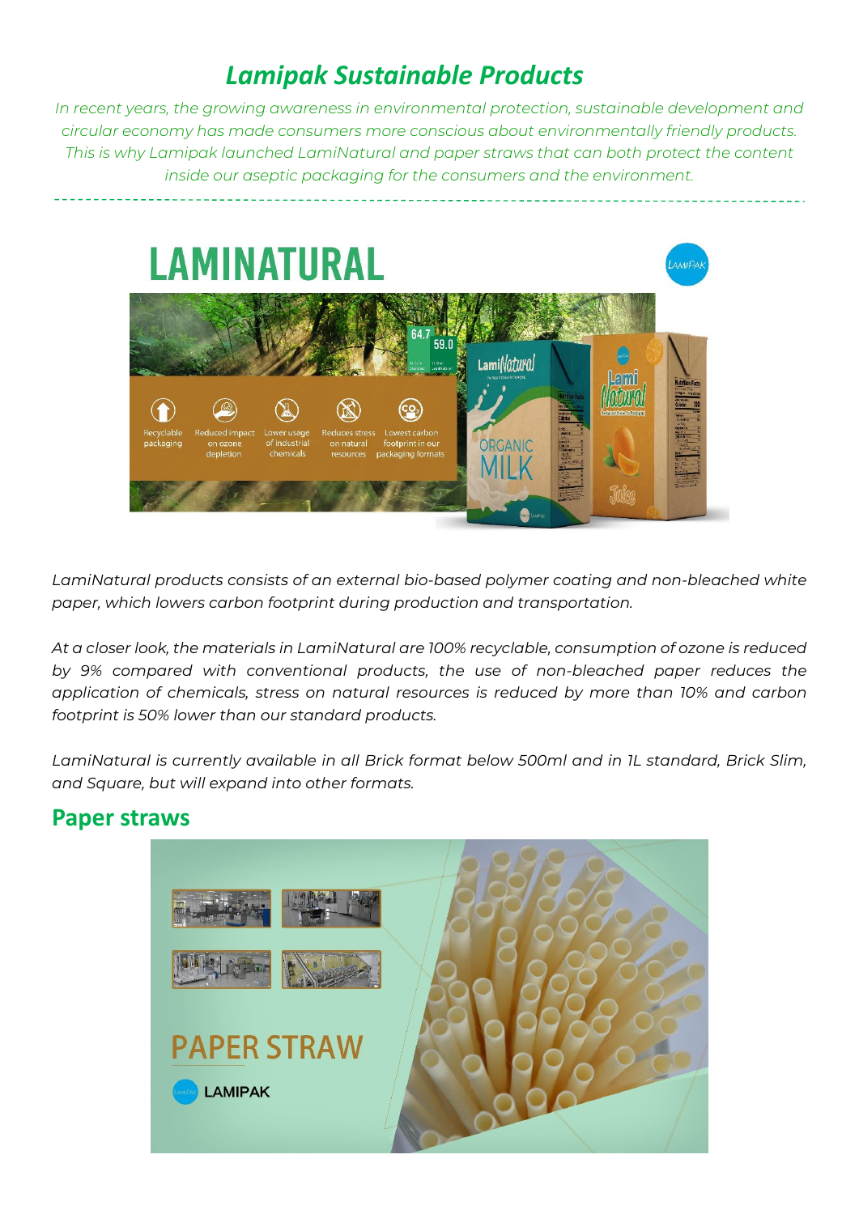# *Lamipak Sustainable Products*

*In recent years, the growing awareness in environmental protection, sustainable development and circular economy has made consumers more conscious about environmentally friendly products. This is why Lamipak launched LamiNatural and paper straws that can both protect the content inside our aseptic packaging for the consumers and the environment.*

---

## LAMINATURAL

*LamiNatural products consists of an external bio-based polymer coating and non-bleached white paper, which lowers carbon footprint during production and transportation.*

*At a closer look, the materials in LamiNatural are 100% recyclable, consumption of ozone is reduced by 9% compared with conventional products, the use of non-bleached paper reduces the application of chemicals, stress on natural resources is reduced by more than 10% and carbon footprint is 50% lower than our standard products.*

*LamiNatural is currently available in all Brick format below 500ml and in 1L standard, Brick Slim, and Square, but will expand into other formats.*

## Paper straws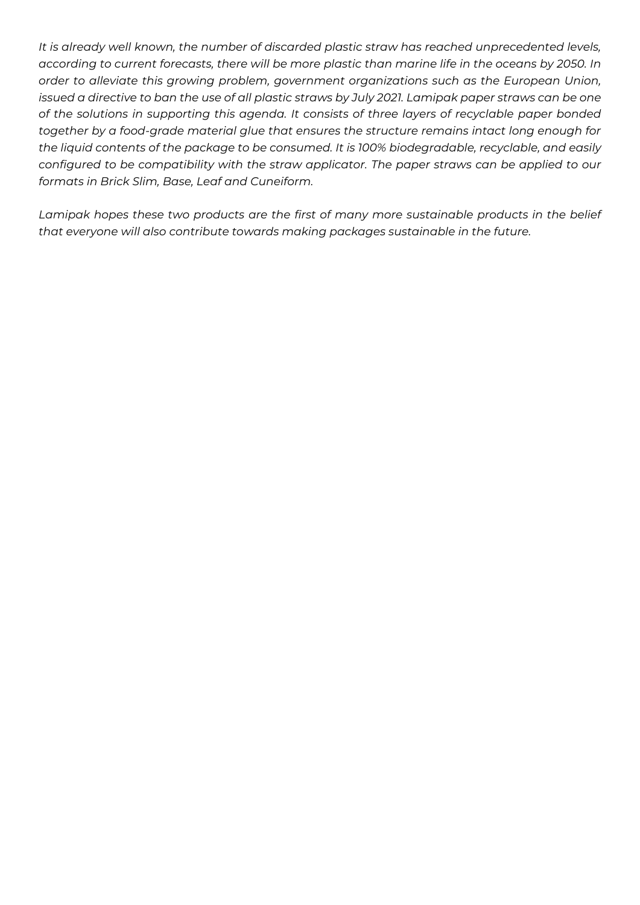*It is already well known, the number of discarded plastic straw has reached unprecedented levels, according to current forecasts, there will be more plastic than marine life in the oceans by 2050. In order to alleviate this growing problem, government organizations such as the European Union, issued a directive to ban the use of all plastic straws by July 2021. Lamipak paper straws can be one of the solutions in supporting this agenda. It consists of three layers of recyclable paper bonded together by a food-grade material glue that ensures the structure remains intact long enough for the liquid contents of the package to be consumed. It is 100% biodegradable, recyclable, and easily configured to be compatibility with the straw applicator. The paper straws can be applied to our formats in Brick Slim, Base, Leaf and Cuneiform.*

*Lamipak hopes these two products are the first of many more sustainable products in the belief that everyone will also contribute towards making packages sustainable in the future.*